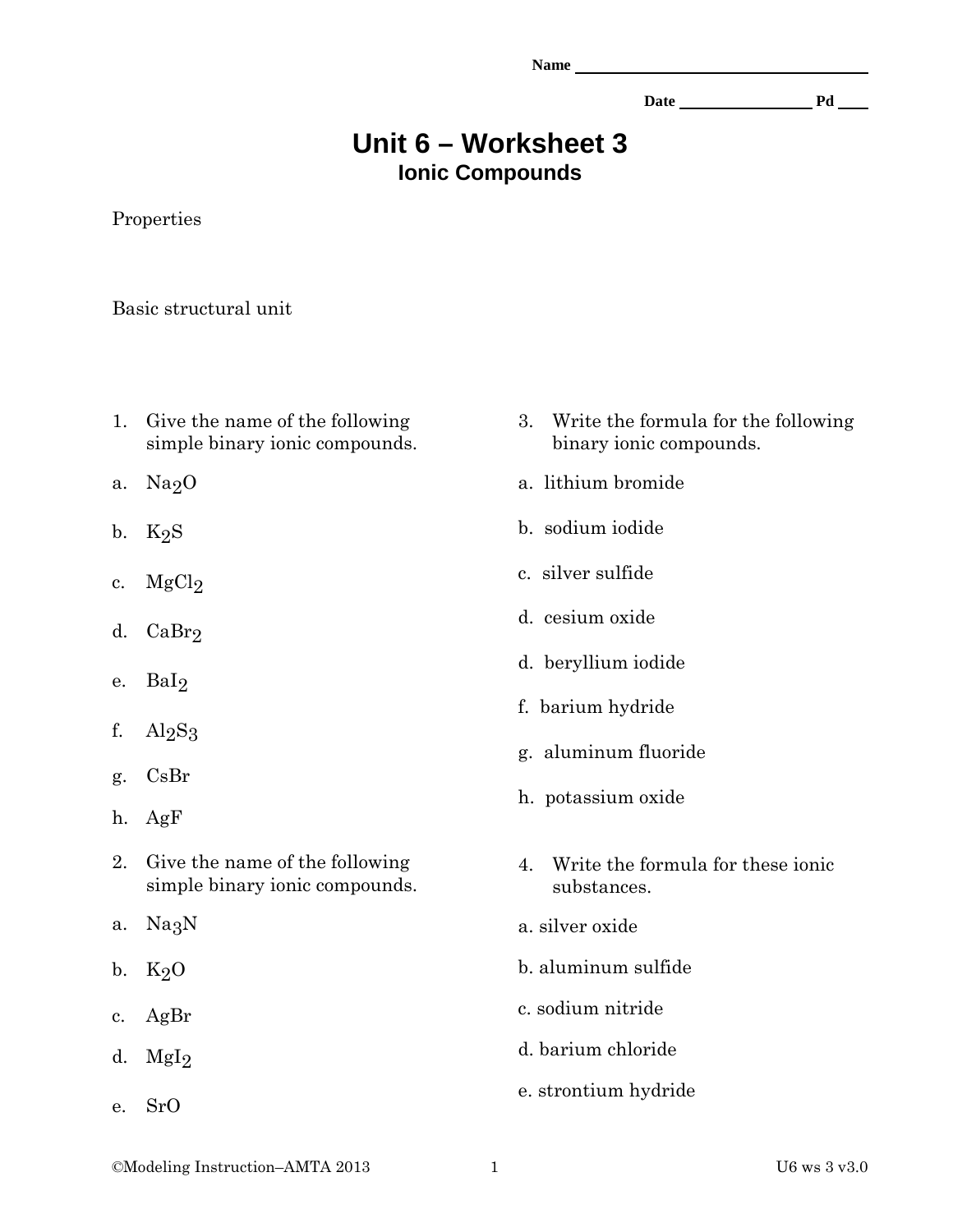Name ____________________

Date ____________ Pd ____

# Unit 6 – Worksheet 3
## Ionic Compounds

Properties

Basic structural unit

1. Give the name of the following simple binary ionic compounds.

a. $Na_2O$

b. $K_2S$

c. $MgCl_2$

d. $CaBr_2$

e. $BaI_2$

f. $Al_2S_3$

g. CsBr

h. AgF

2. Give the name of the following simple binary ionic compounds.

a. $Na_3N$

b. $K_2O$

c. AgBr

d. $MgI_2$

e. SrO

3. Write the formula for the following binary ionic compounds.

a. lithium bromide

b. sodium iodide

c. silver sulfide

d. cesium oxide

d. beryllium iodide

f. barium hydride

g. aluminum fluoride

h. potassium oxide

4. Write the formula for these ionic substances.

a. silver oxide

b. aluminum sulfide

c. sodium nitride

d. barium chloride

e. strontium hydride

©Modeling Instruction–AMTA 2013 U6 ws 3 v3.0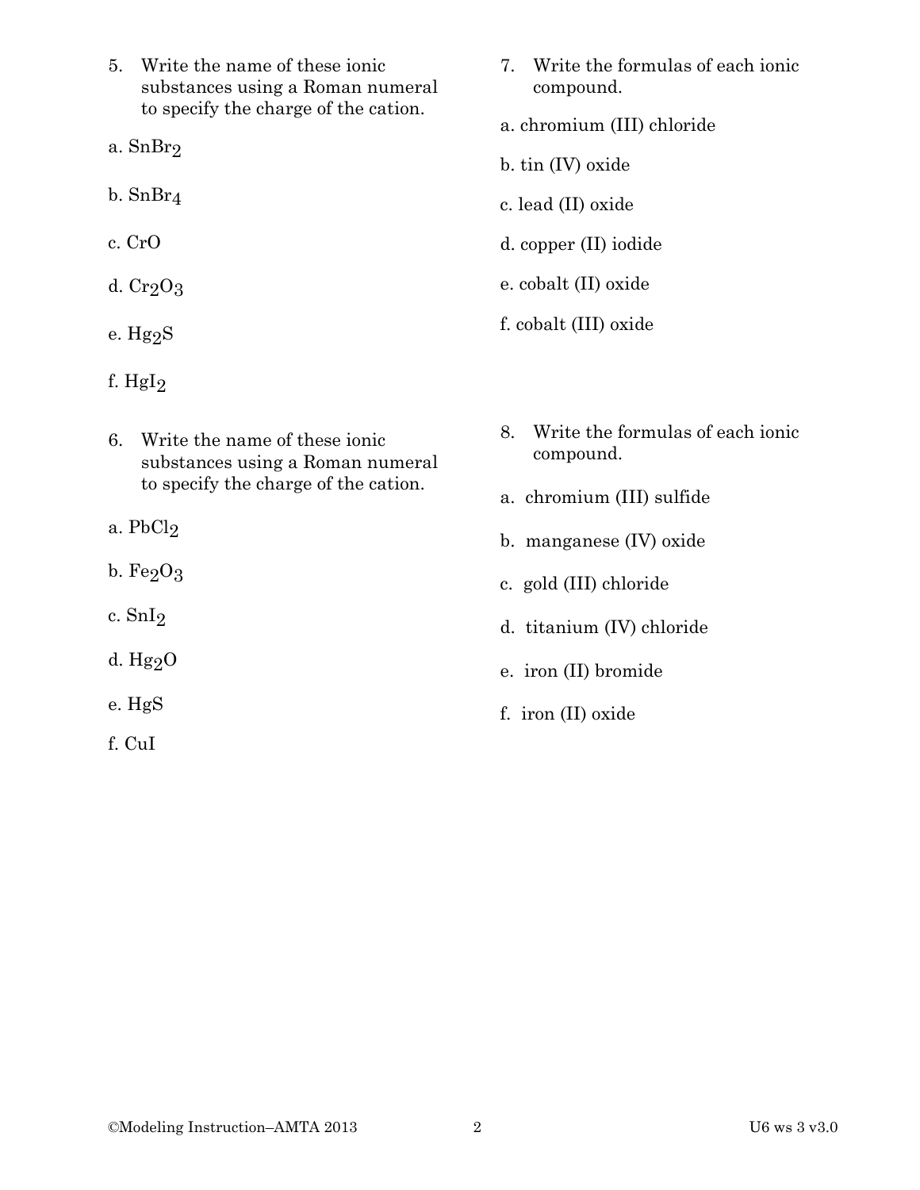5. Write the name of these ionic substances using a Roman numeral to specify the charge of the cation.

a. $SnBr_2$

b. $SnBr_4$

c. $CrO$

d. $Cr_2O_3$

e. $Hg_2S$

f. $HgI_2$

6. Write the name of these ionic substances using a Roman numeral to specify the charge of the cation.

a. $PbCl_2$

b. $Fe_2O_3$

c. $SnI_2$

d. $Hg_2O$

e. $HgS$

f. $CuI$

7. Write the formulas of each ionic compound.

a. chromium (III) chloride

b. tin (IV) oxide

c. lead (II) oxide

d. copper (II) iodide

e. cobalt (II) oxide

f. cobalt (III) oxide

8. Write the formulas of each ionic compound.

a. chromium (III) sulfide

b. manganese (IV) oxide

c. gold (III) chloride

d. titanium (IV) chloride

e. iron (II) bromide

f. iron (II) oxide

©Modeling Instruction–AMTA 2013 U6 ws 3 v3.0